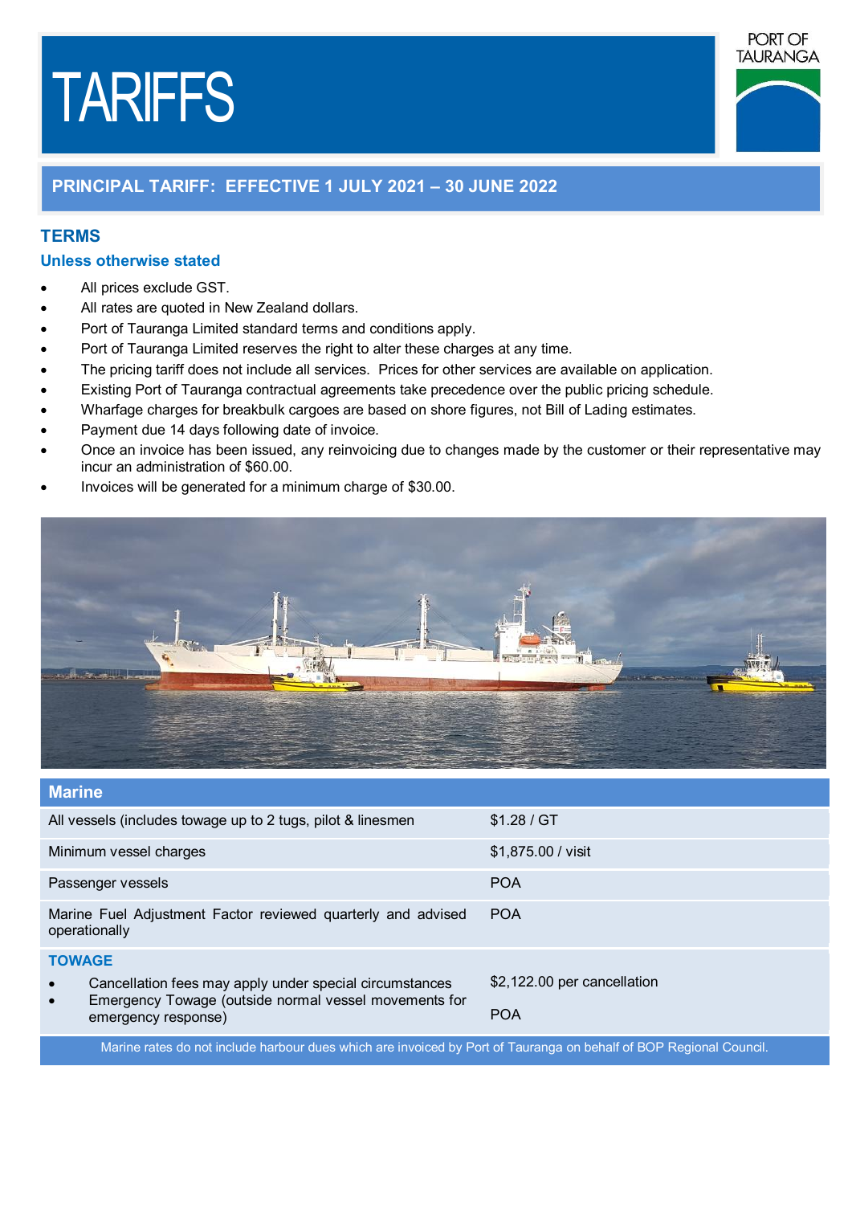# TARIFFS

PORT OF TAURANGA

## PRINCIPAL TARIFF: EFFECTIVE 1 JULY 2021 – 30 JUNE 2022

## TERMS

### Unless otherwise stated

- All prices exclude GST.
- All rates are quoted in New Zealand dollars.
- Port of Tauranga Limited standard terms and conditions apply.
- Port of Tauranga Limited reserves the right to alter these charges at any time.
- The pricing tariff does not include all services. Prices for other services are available on application.
- Existing Port of Tauranga contractual agreements take precedence over the public pricing schedule.
- Wharfage charges for breakbulk cargoes are based on shore figures, not Bill of Lading estimates.
- Payment due 14 days following date of invoice.
- Once an invoice has been issued, any reinvoicing due to changes made by the customer or their representative may incur an administration of $60.00.
- Invoices will be generated for a minimum charge of $30.00.

## Marine

| Marine | |
|---|---|
| All vessels (includes towage up to 2 tugs, pilot & linesmen | $1.28 / GT |
| Minimum vessel charges | $1,875.00 / visit |
| Passenger vessels | POA |
| Marine Fuel Adjustment Factor reviewed quarterly and advised operationally | POA |
| **TOWAGE** | |
| • Cancellation fees may apply under special circumstances | $2,122.00 per cancellation |
| • Emergency Towage (outside normal vessel movements for emergency response) | POA |

Marine rates do not include harbour dues which are invoiced by Port of Tauranga on behalf of BOP Regional Council.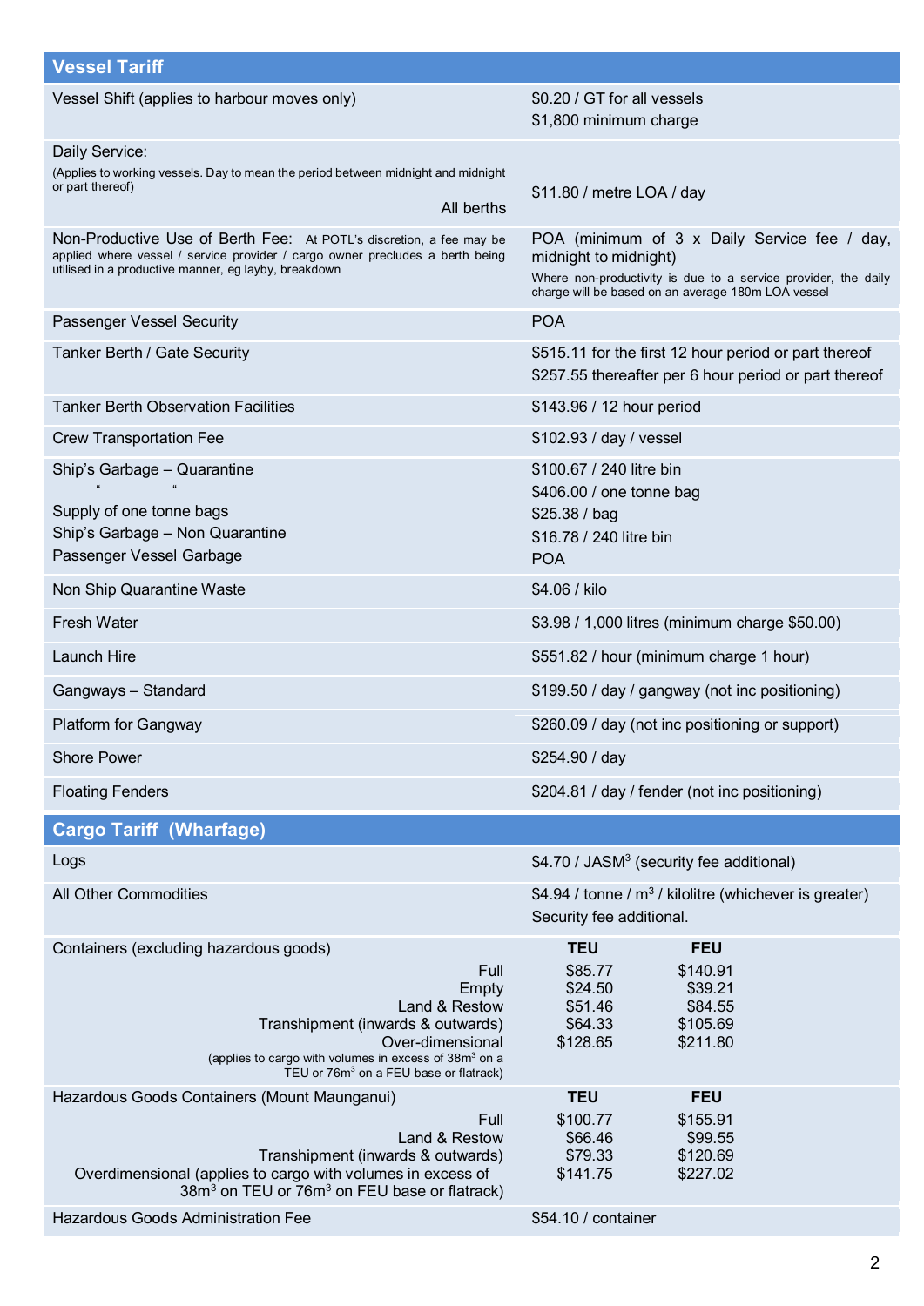## Vessel Tariff

| Item | Charge |
|---|---|
| Vessel Shift (applies to harbour moves only) | $0.20 / GT for all vessels<br>$1,800 minimum charge |
| Daily Service:<br>(Applies to working vessels. Day to mean the period between midnight and midnight or part thereof)<br>All berths | $11.80 / metre LOA / day |
| Non-Productive Use of Berth Fee: At POTL's discretion, a fee may be applied where vessel / service provider / cargo owner precludes a berth being utilised in a productive manner, eg layby, breakdown | POA (minimum of 3 x Daily Service fee / day, midnight to midnight)<br>Where non-productivity is due to a service provider, the daily charge will be based on an average 180m LOA vessel |
| Passenger Vessel Security | POA |
| Tanker Berth / Gate Security | $515.11 for the first 12 hour period or part thereof<br>$257.55 thereafter per 6 hour period or part thereof |
| Tanker Berth Observation Facilities | $143.96 / 12 hour period |
| Crew Transportation Fee | $102.93 / day / vessel |
| Ship's Garbage – Quarantine<br>" "<br>Supply of one tonne bags<br>Ship's Garbage – Non Quarantine<br>Passenger Vessel Garbage | $100.67 / 240 litre bin<br>$406.00 / one tonne bag<br>$25.38 / bag<br>$16.78 / 240 litre bin<br>POA |
| Non Ship Quarantine Waste | $4.06 / kilo |
| Fresh Water | $3.98 / 1,000 litres (minimum charge $50.00) |
| Launch Hire | $551.82 / hour (minimum charge 1 hour) |
| Gangways – Standard | $199.50 / day / gangway (not inc positioning) |
| Platform for Gangway | $260.09 / day (not inc positioning or support) |
| Shore Power | $254.90 / day |
| Floating Fenders | $204.81 / day / fender (not inc positioning) |

## Cargo Tariff (Wharfage)

| Item | Charge |
|---|---|
| Logs | $4.70 / JASM$^3$ (security fee additional) |
| All Other Commodities | $4.94 / tonne / m$^3$ / kilolitre (whichever is greater)<br>Security fee additional. |

| Containers (excluding hazardous goods) | TEU | FEU |
|---|---|---|
| Full | $85.77 | $140.91 |
| Empty | $24.50 | $39.21 |
| Land & Restow | $51.46 | $84.55 |
| Transhipment (inwards & outwards) | $64.33 | $105.69 |
| Over-dimensional (applies to cargo with volumes in excess of 38m$^3$ on a TEU or 76m$^3$ on a FEU base or flatrack) | $128.65 | $211.80 |

| Hazardous Goods Containers (Mount Maunganui) | TEU | FEU |
|---|---|---|
| Full | $100.77 | $155.91 |
| Land & Restow | $66.46 | $99.55 |
| Transhipment (inwards & outwards) | $79.33 | $120.69 |
| Overdimensional (applies to cargo with volumes in excess of 38m$^3$ on TEU or 76m$^3$ on FEU base or flatrack) | $141.75 | $227.02 |

| Item | Charge |
|---|---|
| Hazardous Goods Administration Fee | $54.10 / container |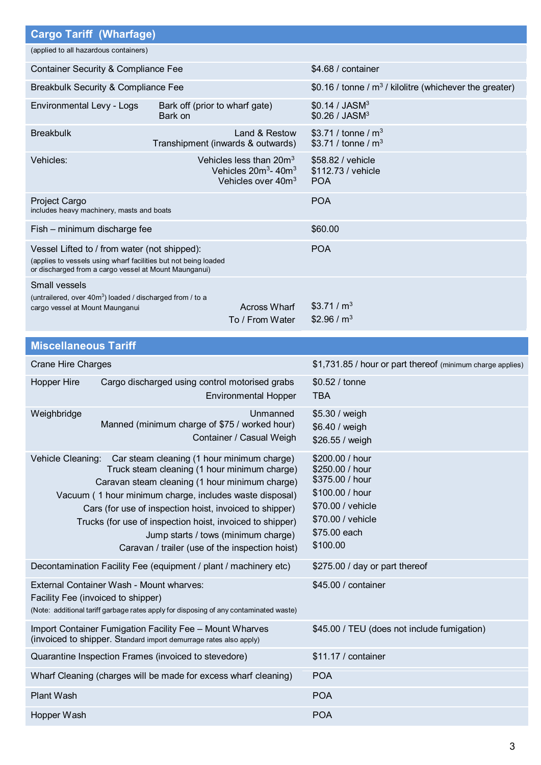## Cargo Tariff (Wharfage)

| | | |
|---|---|---|
| (applied to all hazardous containers) | | |
| Container Security & Compliance Fee | | \$4.68 / container |
| Breakbulk Security & Compliance Fee | | \$0.16 / tonne / $m^3$ / kilolitre (whichever the greater) |
| Environmental Levy - Logs | Bark off (prior to wharf gate)<br>Bark on | \$0.14 / JASM[3]<br>\$0.26 / JASM[3] |
| Breakbulk | Land & Restow<br>Transhipment (inwards & outwards) | \$3.71 / tonne / $m^3$<br>\$3.71 / tonne / $m^3$ |
| Vehicles: | Vehicles less than $20m^3$<br>Vehicles $20m^3$- $40m^3$<br>Vehicles over $40m^3$ | \$58.82 / vehicle<br>\$112.73 / vehicle<br>POA |
| Project Cargo<br>includes heavy machinery, masts and boats | | POA |
| Fish – minimum discharge fee | | \$60.00 |
| Vessel Lifted to / from water (not shipped):<br>(applies to vessels using wharf facilities but not being loaded or discharged from a cargo vessel at Mount Maunganui) | | POA |
| Small vessels<br>(untrailered, over $40m^3$) loaded / discharged from / to a cargo vessel at Mount Maunganui | Across Wharf<br>To / From Water | \$3.71 / $m^3$<br>\$2.96 / $m^3$ |

## Miscellaneous Tariff

| | | |
|---|---|---|
| Crane Hire Charges | | \$1,731.85 / hour or part thereof (minimum charge applies) |
| Hopper Hire | Cargo discharged using control motorised grabs<br>Environmental Hopper | \$0.52 / tonne<br>TBA |
| Weighbridge | Unmanned<br>Manned (minimum charge of \$75 / worked hour)<br>Container / Casual Weigh | \$5.30 / weigh<br>\$6.40 / weigh<br>\$26.55 / weigh |
| Vehicle Cleaning: | Car steam cleaning (1 hour minimum charge)<br>Truck steam cleaning (1 hour minimum charge)<br>Caravan steam cleaning (1 hour minimum charge)<br>Vacuum ( 1 hour minimum charge, includes waste disposal)<br>Cars (for use of inspection hoist, invoiced to shipper)<br>Trucks (for use of inspection hoist, invoiced to shipper)<br>Jump starts / tows (minimum charge)<br>Caravan / trailer (use of the inspection hoist) | \$200.00 / hour<br>\$250.00 / hour<br>\$375.00 / hour<br>\$100.00 / hour<br>\$70.00 / vehicle<br>\$70.00 / vehicle<br>\$75.00 each<br>\$100.00 |
| Decontamination Facility Fee (equipment / plant / machinery etc) | | \$275.00 / day or part thereof |
| External Container Wash - Mount wharves:<br>Facility Fee (invoiced to shipper)<br>(Note: additional tariff garbage rates apply for disposing of any contaminated waste) | | \$45.00 / container |
| Import Container Fumigation Facility Fee – Mount Wharves<br>(invoiced to shipper. Standard import demurrage rates also apply) | | \$45.00 / TEU (does not include fumigation) |
| Quarantine Inspection Frames (invoiced to stevedore) | | \$11.17 / container |
| Wharf Cleaning (charges will be made for excess wharf cleaning) | | POA |
| Plant Wash | | POA |
| Hopper Wash | | POA |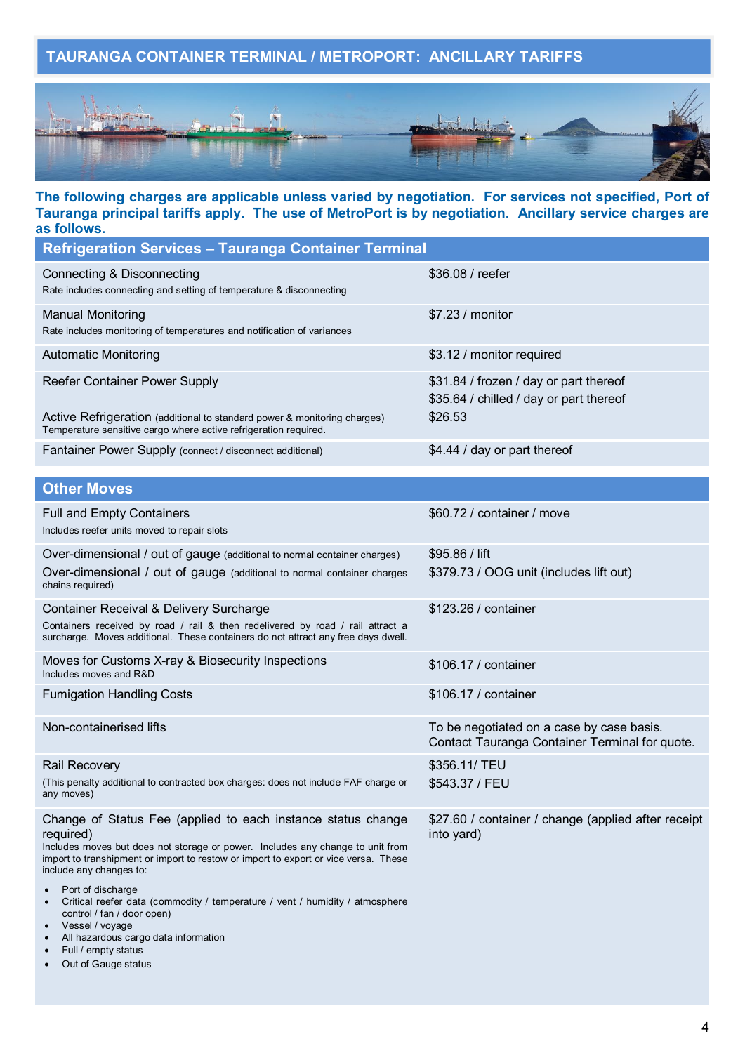# TAURANGA CONTAINER TERMINAL / METROPORT: ANCILLARY TARIFFS

**The following charges are applicable unless varied by negotiation. For services not specified, Port of Tauranga principal tariffs apply. The use of MetroPort is by negotiation. Ancillary service charges are as follows.**

## Refrigeration Services – Tauranga Container Terminal

| Service | Charge |
|---|---|
| Connecting & Disconnecting<br>Rate includes connecting and setting of temperature & disconnecting | $36.08 / reefer |
| Manual Monitoring<br>Rate includes monitoring of temperatures and notification of variances | $7.23 / monitor |
| Automatic Monitoring | $3.12 / monitor required |
| Reefer Container Power Supply | $31.84 / frozen / day or part thereof<br>$35.64 / chilled / day or part thereof |
| Active Refrigeration (additional to standard power & monitoring charges)<br>Temperature sensitive cargo where active refrigeration required. | $26.53 |
| Fantainer Power Supply (connect / disconnect additional) | $4.44 / day or part thereof |

## Other Moves

| Service | Charge |
|---|---|
| Full and Empty Containers<br>Includes reefer units moved to repair slots | $60.72 / container / move |
| Over-dimensional / out of gauge (additional to normal container charges) | $95.86 / lift |
| Over-dimensional / out of gauge (additional to normal container charges chains required) | $379.73 / OOG unit (includes lift out) |
| Container Receival & Delivery Surcharge<br>Containers received by road / rail & then redelivered by road / rail attract a surcharge. Moves additional. These containers do not attract any free days dwell. | $123.26 / container |
| Moves for Customs X-ray & Biosecurity Inspections<br>Includes moves and R&D | $106.17 / container |
| Fumigation Handling Costs | $106.17 / container |
| Non-containerised lifts | To be negotiated on a case by case basis. Contact Tauranga Container Terminal for quote. |
| Rail Recovery<br>(This penalty additional to contracted box charges: does not include FAF charge or any moves) | $356.11/ TEU<br>$543.37 / FEU |
| Change of Status Fee (applied to each instance status change required)<br>Includes moves but does not storage or power. Includes any change to unit from import to transhipment or import to restow or import to export or vice versa. These include any changes to:<br>• Port of discharge<br>• Critical reefer data (commodity / temperature / vent / humidity / atmosphere control / fan / door open)<br>• Vessel / voyage<br>• All hazardous cargo data information<br>• Full / empty status<br>• Out of Gauge status | $27.60 / container / change (applied after receipt into yard) |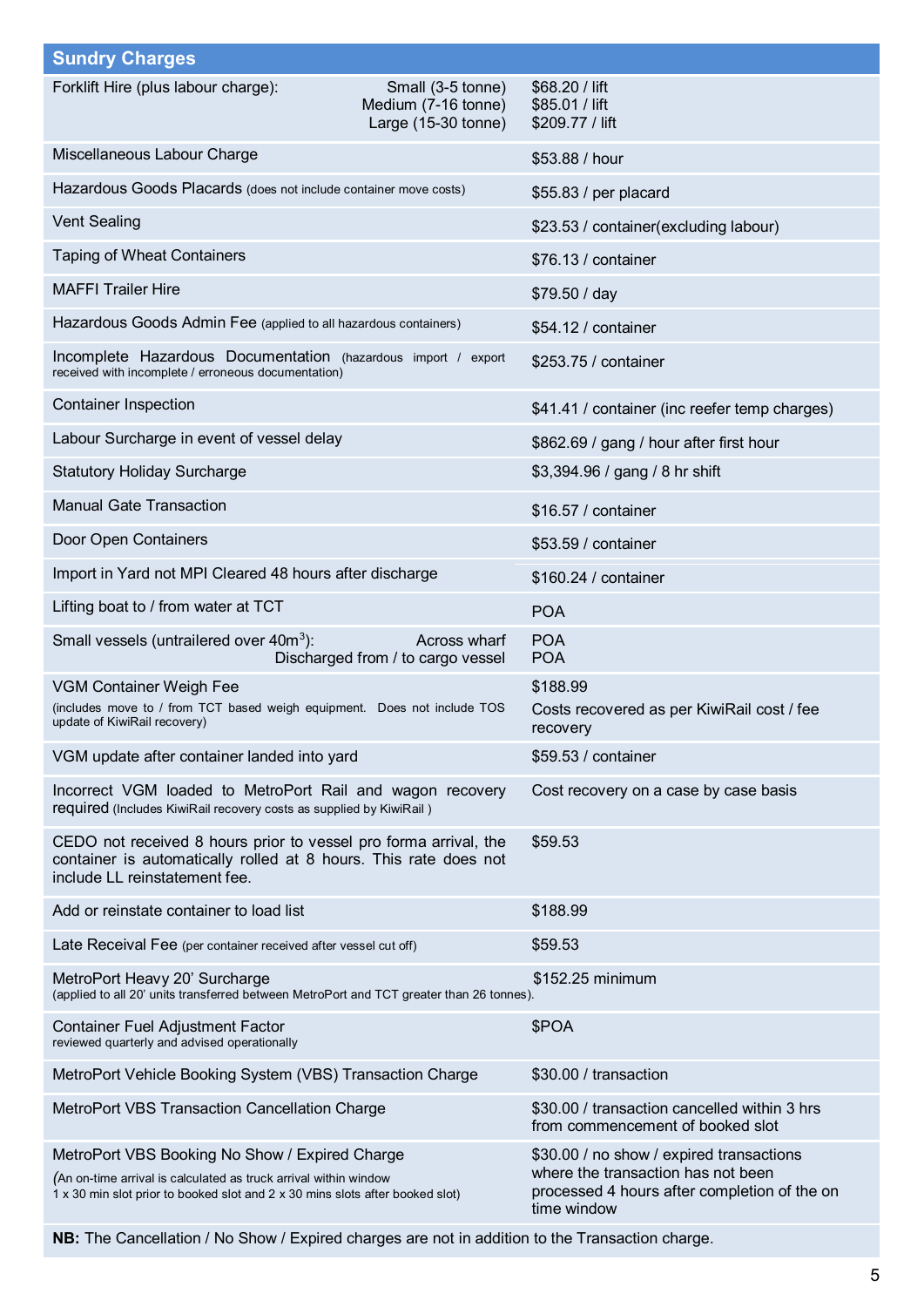| Sundry Charges | |
|---|---|
| Forklift Hire (plus labour charge): Small (3-5 tonne) / Medium (7-16 tonne) / Large (15-30 tonne) | $68.20 / lift<br>$85.01 / lift<br>$209.77 / lift |
| Miscellaneous Labour Charge | $53.88 / hour |
| Hazardous Goods Placards (does not include container move costs) | $55.83 / per placard |
| Vent Sealing | $23.53 / container(excluding labour) |
| Taping of Wheat Containers | $76.13 / container |
| MAFFI Trailer Hire | $79.50 / day |
| Hazardous Goods Admin Fee (applied to all hazardous containers) | $54.12 / container |
| Incomplete Hazardous Documentation (hazardous import / export received with incomplete / erroneous documentation) | $253.75 / container |
| Container Inspection | $41.41 / container (inc reefer temp charges) |
| Labour Surcharge in event of vessel delay | $862.69 / gang / hour after first hour |
| Statutory Holiday Surcharge | $3,394.96 / gang / 8 hr shift |
| Manual Gate Transaction | $16.57 / container |
| Door Open Containers | $53.59 / container |
| Import in Yard not MPI Cleared 48 hours after discharge | $160.24 / container |
| Lifting boat to / from water at TCT | POA |
| Small vessels (untrailered over 40m$^3$): Across wharf / Discharged from / to cargo vessel | POA<br>POA |
| VGM Container Weigh Fee (includes move to / from TCT based weigh equipment. Does not include TOS update of KiwiRail recovery) | $188.99<br>Costs recovered as per KiwiRail cost / fee recovery |
| VGM update after container landed into yard | $59.53 / container |
| Incorrect VGM loaded to MetroPort Rail and wagon recovery required (Includes KiwiRail recovery costs as supplied by KiwiRail ) | Cost recovery on a case by case basis |
| CEDO not received 8 hours prior to vessel pro forma arrival, the container is automatically rolled at 8 hours. This rate does not include LL reinstatement fee. | $59.53 |
| Add or reinstate container to load list | $188.99 |
| Late Receival Fee (per container received after vessel cut off) | $59.53 |
| MetroPort Heavy 20' Surcharge (applied to all 20' units transferred between MetroPort and TCT greater than 26 tonnes). | $152.25 minimum |
| Container Fuel Adjustment Factor reviewed quarterly and advised operationally | $POA |
| MetroPort Vehicle Booking System (VBS) Transaction Charge | $30.00 / transaction |
| MetroPort VBS Transaction Cancellation Charge | $30.00 / transaction cancelled within 3 hrs from commencement of booked slot |
| MetroPort VBS Booking No Show / Expired Charge (An on-time arrival is calculated as truck arrival within window 1 x 30 min slot prior to booked slot and 2 x 30 mins slots after booked slot) | $30.00 / no show / expired transactions where the transaction has not been processed 4 hours after completion of the on time window |
| **NB:** The Cancellation / No Show / Expired charges are not in addition to the Transaction charge. | |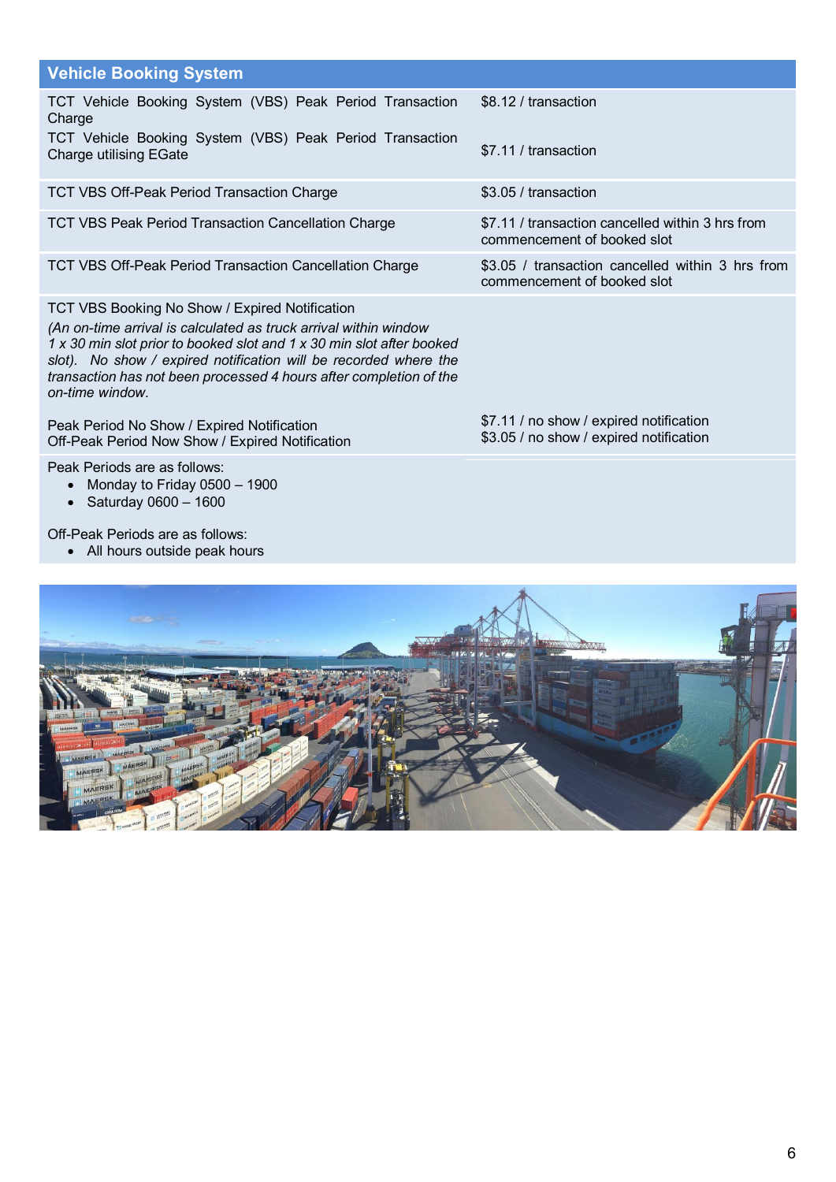| Vehicle Booking System | |
|---|---|
| TCT Vehicle Booking System (VBS) Peak Period Transaction Charge<br>TCT Vehicle Booking System (VBS) Peak Period Transaction Charge utilising EGate | $8.12 / transaction<br>$7.11 / transaction |
| TCT VBS Off-Peak Period Transaction Charge | $3.05 / transaction |
| TCT VBS Peak Period Transaction Cancellation Charge | $7.11 / transaction cancelled within 3 hrs from commencement of booked slot |
| TCT VBS Off-Peak Period Transaction Cancellation Charge | $3.05 / transaction cancelled within 3 hrs from commencement of booked slot |
| TCT VBS Booking No Show / Expired Notification<br>*(An on-time arrival is calculated as truck arrival within window 1 x 30 min slot prior to booked slot and 1 x 30 min slot after booked slot). No show / expired notification will be recorded where the transaction has not been processed 4 hours after completion of the on-time window.*<br><br>Peak Period No Show / Expired Notification<br>Off-Peak Period Now Show / Expired Notification | <br><br><br><br><br><br>$7.11 / no show / expired notification<br>$3.05 / no show / expired notification |
| Peak Periods are as follows:<br>• Monday to Friday 0500 – 1900<br>• Saturday 0600 – 1600<br><br>Off-Peak Periods are as follows:<br>• All hours outside peak hours | |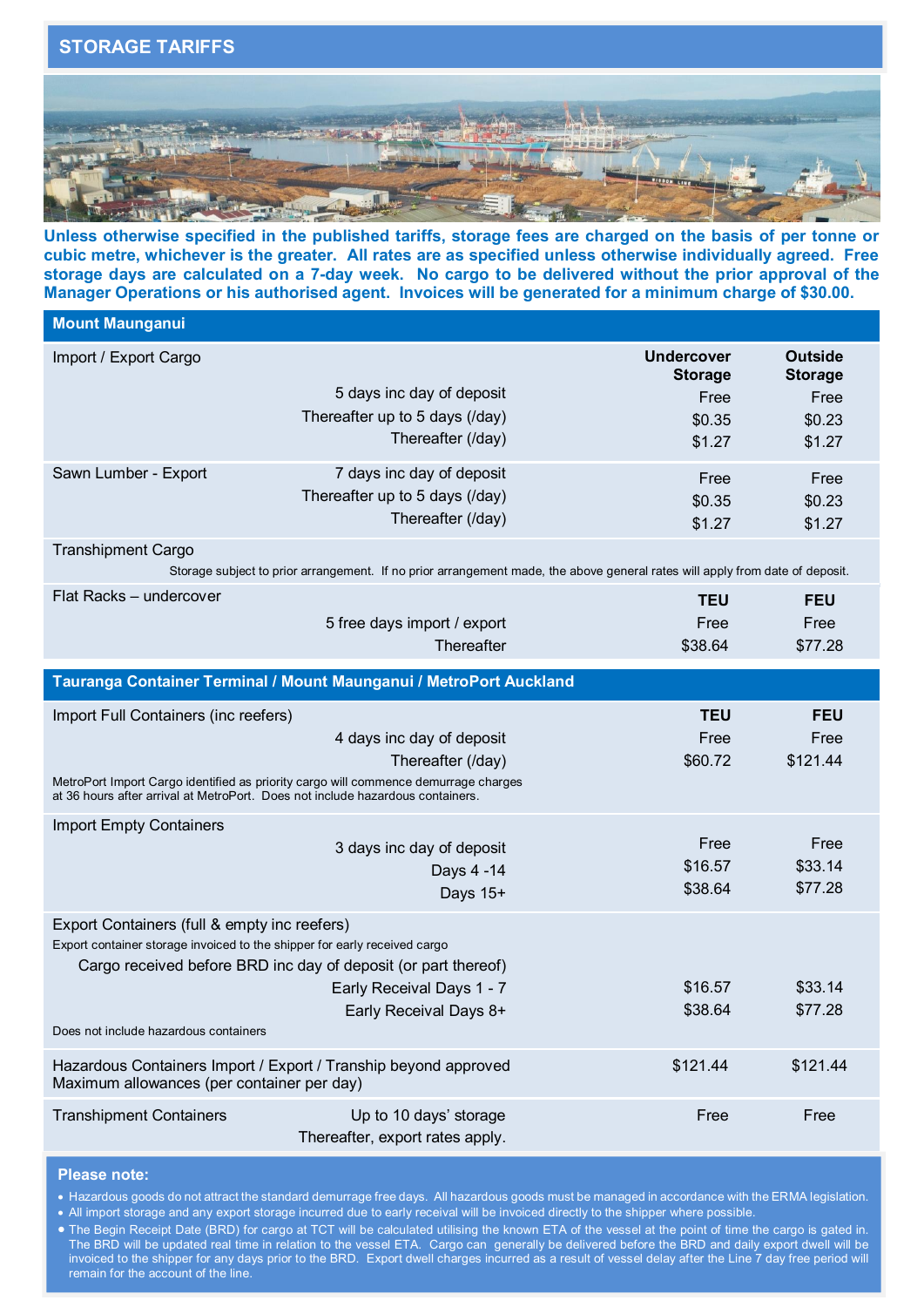## STORAGE TARIFFS

**Unless otherwise specified in the published tariffs, storage fees are charged on the basis of per tonne or cubic metre, whichever is the greater. All rates are as specified unless otherwise individually agreed. Free storage days are calculated on a 7-day week. No cargo to be delivered without the prior approval of the Manager Operations or his authorised agent. Invoices will be generated for a minimum charge of $30.00.**

### Mount Maunganui

| Import / Export Cargo | | Undercover Storage | Outside Storage |
|---|---|---|---|
| | 5 days inc day of deposit | Free | Free |
| | Thereafter up to 5 days (/day) | $0.35 | $0.23 |
| | Thereafter (/day) | $1.27 | $1.27 |
| Sawn Lumber - Export | 7 days inc day of deposit | Free | Free |
| | Thereafter up to 5 days (/day) | $0.35 | $0.23 |
| | Thereafter (/day) | $1.27 | $1.27 |

Transhipment Cargo

Storage subject to prior arrangement. If no prior arrangement made, the above general rates will apply from date of deposit.

| Flat Racks – undercover | | TEU | FEU |
|---|---|---|---|
| | 5 free days import / export | Free | Free |
| | Thereafter | $38.64 | $77.28 |

### Tauranga Container Terminal / Mount Maunganui / MetroPort Auckland

| Import Full Containers (inc reefers) | | TEU | FEU |
|---|---|---|---|
| | 4 days inc day of deposit | Free | Free |
| | Thereafter (/day) | $60.72 | $121.44 |

MetroPort Import Cargo identified as priority cargo will commence demurrage charges at 36 hours after arrival at MetroPort. Does not include hazardous containers.

| Import Empty Containers | | TEU | FEU |
|---|---|---|---|
| | 3 days inc day of deposit | Free | Free |
| | Days 4 -14 | $16.57 | $33.14 |
| | Days 15+ | $38.64 | $77.28 |

Export Containers (full & empty inc reefers)

Export container storage invoiced to the shipper for early received cargo

Cargo received before BRD inc day of deposit (or part thereof)

| | | TEU | FEU |
|---|---|---|---|
| | Early Receival Days 1 - 7 | $16.57 | $33.14 |
| | Early Receival Days 8+ | $38.64 | $77.28 |

Does not include hazardous containers

| | | TEU | FEU |
|---|---|---|---|
| Hazardous Containers Import / Export / Tranship beyond approved Maximum allowances (per container per day) | | $121.44 | $121.44 |
| Transhipment Containers | Up to 10 days' storage | Free | Free |
| | Thereafter, export rates apply. | | |

**Please note:**

- Hazardous goods do not attract the standard demurrage free days. All hazardous goods must be managed in accordance with the ERMA legislation.
- All import storage and any export storage incurred due to early receival will be invoiced directly to the shipper where possible.
- The Begin Receipt Date (BRD) for cargo at TCT will be calculated utilising the known ETA of the vessel at the point of time the cargo is gated in. The BRD will be updated real time in relation to the vessel ETA. Cargo can generally be delivered before the BRD and daily export dwell will be invoiced to the shipper for any days prior to the BRD. Export dwell charges incurred as a result of vessel delay after the Line 7 day free period will remain for the account of the line.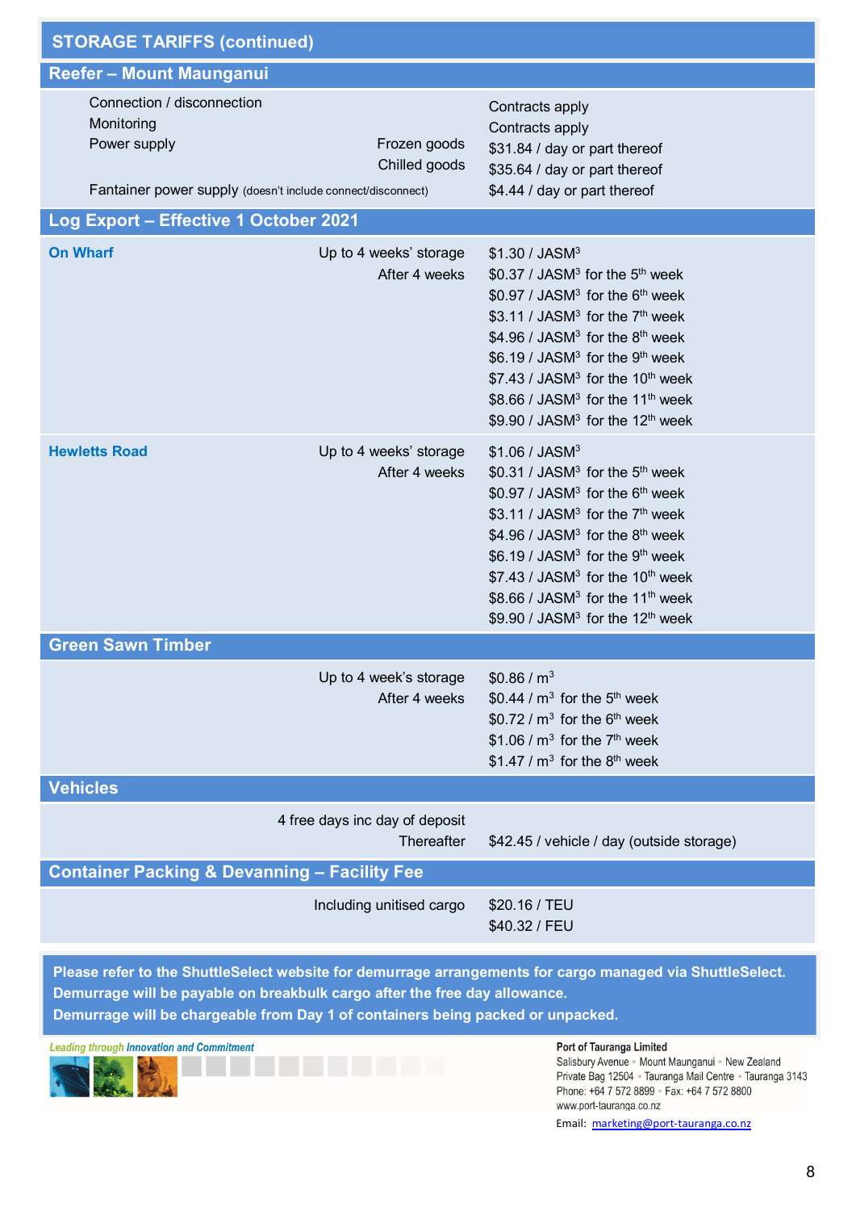## STORAGE TARIFFS (continued)

### Reefer – Mount Maunganui

| | | |
|---|---|---|
| Connection / disconnection | | Contracts apply |
| Monitoring | | Contracts apply |
| Power supply | Frozen goods | $31.84 / day or part thereof |
| | Chilled goods | $35.64 / day or part thereof |
| Fantainer power supply (doesn't include connect/disconnect) | | $4.44 / day or part thereof |

### Log Export – Effective 1 October 2021

| | | |
|---|---|---|
| **On Wharf** | Up to 4 weeks' storage | $1.30 / JASM$^3$ |
| | After 4 weeks | $0.37 / JASM$^3$ for the 5th week |
| | | $0.97 / JASM$^3$ for the 6th week |
| | | $3.11 / JASM$^3$ for the 7th week |
| | | $4.96 / JASM$^3$ for the 8th week |
| | | $6.19 / JASM$^3$ for the 9th week |
| | | $7.43 / JASM$^3$ for the 10th week |
| | | $8.66 / JASM$^3$ for the 11th week |
| | | $9.90 / JASM$^3$ for the 12th week |
| **Hewletts Road** | Up to 4 weeks' storage | $1.06 / JASM$^3$ |
| | After 4 weeks | $0.31 / JASM$^3$ for the 5th week |
| | | $0.97 / JASM$^3$ for the 6th week |
| | | $3.11 / JASM$^3$ for the 7th week |
| | | $4.96 / JASM$^3$ for the 8th week |
| | | $6.19 / JASM$^3$ for the 9th week |
| | | $7.43 / JASM$^3$ for the 10th week |
| | | $8.66 / JASM$^3$ for the 11th week |
| | | $9.90 / JASM$^3$ for the 12th week |

### Green Sawn Timber

| | |
|---|---|
| Up to 4 week's storage | $0.86 / m$^3$ |
| After 4 weeks | $0.44 / m$^3$ for the 5th week |
| | $0.72 / m$^3$ for the 6th week |
| | $1.06 / m$^3$ for the 7th week |
| | $1.47 / m$^3$ for the 8th week |

### Vehicles

| | |
|---|---|
| 4 free days inc day of deposit | |
| Thereafter | $42.45 / vehicle / day (outside storage) |

### Container Packing & Devanning – Facility Fee

| | |
|---|---|
| Including unitised cargo | $20.16 / TEU |
| | $40.32 / FEU |

**Please refer to the ShuttleSelect website for demurrage arrangements for cargo managed via ShuttleSelect.**
**Demurrage will be payable on breakbulk cargo after the free day allowance.**
**Demurrage will be chargeable from Day 1 of containers being packed or unpacked.**

*Leading through Innovation and Commitment*

**Port of Tauranga Limited**
Salisbury Avenue • Mount Maunganui • New Zealand
Private Bag 12504 • Tauranga Mail Centre • Tauranga 3143
Phone: +64 7 572 8899 • Fax: +64 7 572 8800
www.port-tauranga.co.nz
Email: marketing@port-tauranga.co.nz